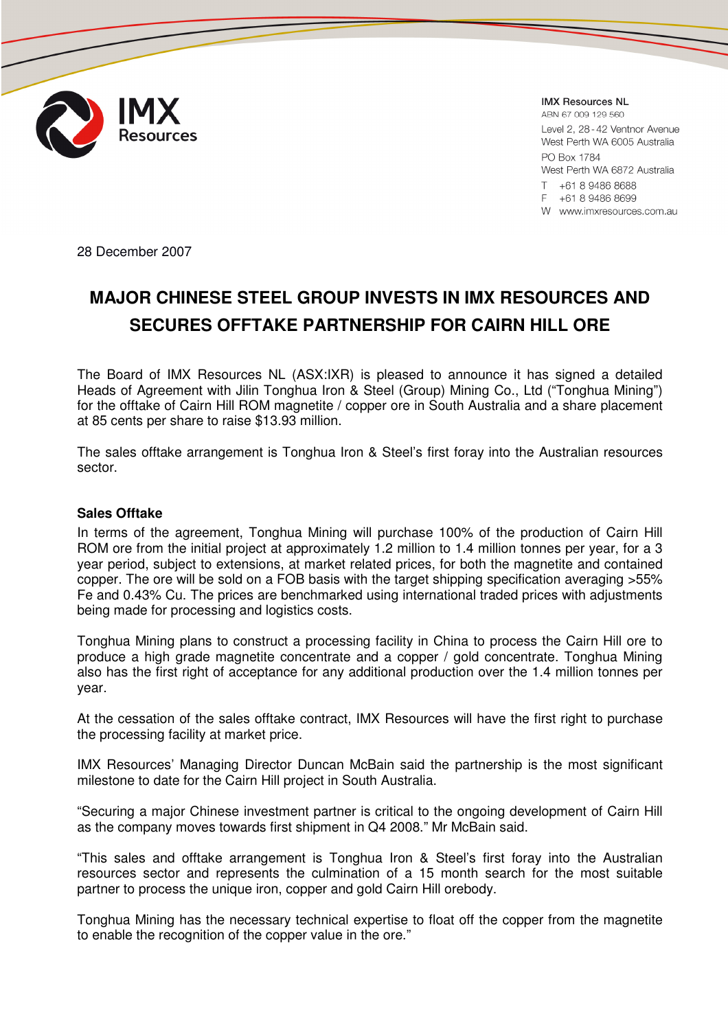IMX Resources

**IMX Resources NL**
ABN 67 009 129 560
Level 2, 28 - 42 Ventnor Avenue
West Perth WA 6005 Australia
PO Box 1784
West Perth WA 6872 Australia
T +61 8 9486 8688
F +61 8 9486 8699
W www.imxresources.com.au

28 December 2007

# MAJOR CHINESE STEEL GROUP INVESTS IN IMX RESOURCES AND SECURES OFFTAKE PARTNERSHIP FOR CAIRN HILL ORE

The Board of IMX Resources NL (ASX:IXR) is pleased to announce it has signed a detailed Heads of Agreement with Jilin Tonghua Iron & Steel (Group) Mining Co., Ltd ("Tonghua Mining") for the offtake of Cairn Hill ROM magnetite / copper ore in South Australia and a share placement at 85 cents per share to raise $13.93 million.

The sales offtake arrangement is Tonghua Iron & Steel's first foray into the Australian resources sector.

**Sales Offtake**

In terms of the agreement, Tonghua Mining will purchase 100% of the production of Cairn Hill ROM ore from the initial project at approximately 1.2 million to 1.4 million tonnes per year, for a 3 year period, subject to extensions, at market related prices, for both the magnetite and contained copper. The ore will be sold on a FOB basis with the target shipping specification averaging >55% Fe and 0.43% Cu. The prices are benchmarked using international traded prices with adjustments being made for processing and logistics costs.

Tonghua Mining plans to construct a processing facility in China to process the Cairn Hill ore to produce a high grade magnetite concentrate and a copper / gold concentrate. Tonghua Mining also has the first right of acceptance for any additional production over the 1.4 million tonnes per year.

At the cessation of the sales offtake contract, IMX Resources will have the first right to purchase the processing facility at market price.

IMX Resources' Managing Director Duncan McBain said the partnership is the most significant milestone to date for the Cairn Hill project in South Australia.

"Securing a major Chinese investment partner is critical to the ongoing development of Cairn Hill as the company moves towards first shipment in Q4 2008." Mr McBain said.

"This sales and offtake arrangement is Tonghua Iron & Steel's first foray into the Australian resources sector and represents the culmination of a 15 month search for the most suitable partner to process the unique iron, copper and gold Cairn Hill orebody.

Tonghua Mining has the necessary technical expertise to float off the copper from the magnetite to enable the recognition of the copper value in the ore."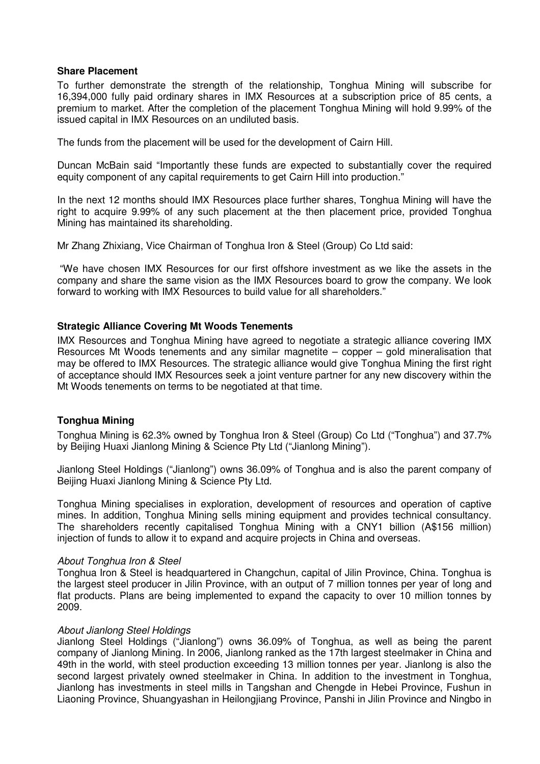## Share Placement

To further demonstrate the strength of the relationship, Tonghua Mining will subscribe for 16,394,000 fully paid ordinary shares in IMX Resources at a subscription price of 85 cents, a premium to market. After the completion of the placement Tonghua Mining will hold 9.99% of the issued capital in IMX Resources on an undiluted basis.

The funds from the placement will be used for the development of Cairn Hill.

Duncan McBain said "Importantly these funds are expected to substantially cover the required equity component of any capital requirements to get Cairn Hill into production."

In the next 12 months should IMX Resources place further shares, Tonghua Mining will have the right to acquire 9.99% of any such placement at the then placement price, provided Tonghua Mining has maintained its shareholding.

Mr Zhang Zhixiang, Vice Chairman of Tonghua Iron & Steel (Group) Co Ltd said:

"We have chosen IMX Resources for our first offshore investment as we like the assets in the company and share the same vision as the IMX Resources board to grow the company. We look forward to working with IMX Resources to build value for all shareholders."

## Strategic Alliance Covering Mt Woods Tenements

IMX Resources and Tonghua Mining have agreed to negotiate a strategic alliance covering IMX Resources Mt Woods tenements and any similar magnetite – copper – gold mineralisation that may be offered to IMX Resources. The strategic alliance would give Tonghua Mining the first right of acceptance should IMX Resources seek a joint venture partner for any new discovery within the Mt Woods tenements on terms to be negotiated at that time.

## Tonghua Mining

Tonghua Mining is 62.3% owned by Tonghua Iron & Steel (Group) Co Ltd ("Tonghua") and 37.7% by Beijing Huaxi Jianlong Mining & Science Pty Ltd ("Jianlong Mining").

Jianlong Steel Holdings ("Jianlong") owns 36.09% of Tonghua and is also the parent company of Beijing Huaxi Jianlong Mining & Science Pty Ltd.

Tonghua Mining specialises in exploration, development of resources and operation of captive mines. In addition, Tonghua Mining sells mining equipment and provides technical consultancy. The shareholders recently capitalised Tonghua Mining with a CNY1 billion (A$156 million) injection of funds to allow it to expand and acquire projects in China and overseas.

*About Tonghua Iron & Steel*

Tonghua Iron & Steel is headquartered in Changchun, capital of Jilin Province, China. Tonghua is the largest steel producer in Jilin Province, with an output of 7 million tonnes per year of long and flat products. Plans are being implemented to expand the capacity to over 10 million tonnes by 2009.

*About Jianlong Steel Holdings*

Jianlong Steel Holdings ("Jianlong") owns 36.09% of Tonghua, as well as being the parent company of Jianlong Mining. In 2006, Jianlong ranked as the 17th largest steelmaker in China and 49th in the world, with steel production exceeding 13 million tonnes per year. Jianlong is also the second largest privately owned steelmaker in China. In addition to the investment in Tonghua, Jianlong has investments in steel mills in Tangshan and Chengde in Hebei Province, Fushun in Liaoning Province, Shuangyashan in Heilongjiang Province, Panshi in Jilin Province and Ningbo in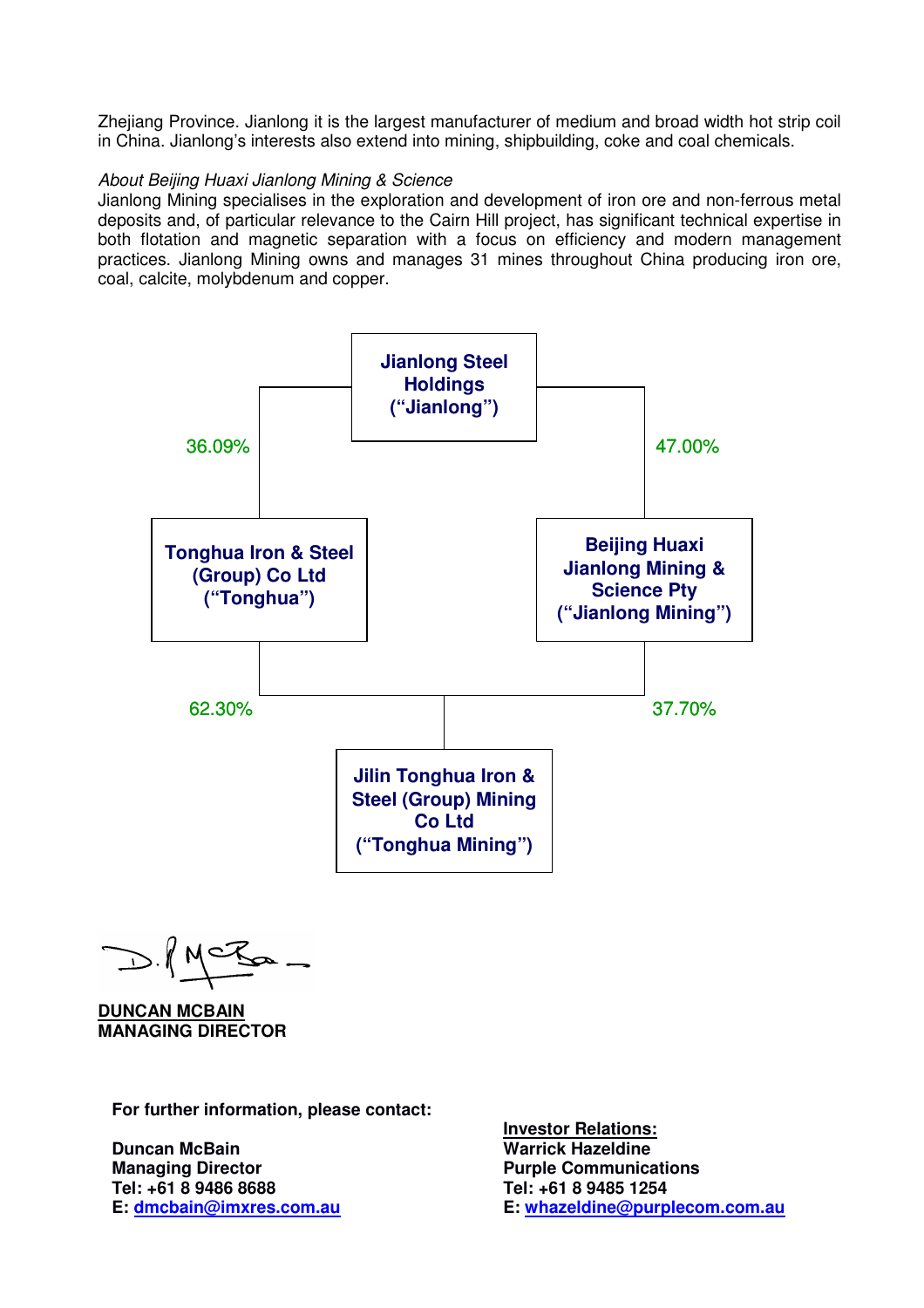Zhejiang Province. Jianlong it is the largest manufacturer of medium and broad width hot strip coil in China. Jianlong's interests also extend into mining, shipbuilding, coke and coal chemicals.

*About Beijing Huaxi Jianlong Mining & Science*

Jianlong Mining specialises in the exploration and development of iron ore and non-ferrous metal deposits and, of particular relevance to the Cairn Hill project, has significant technical expertise in both flotation and magnetic separation with a focus on efficiency and modern management practices. Jianlong Mining owns and manages 31 mines throughout China producing iron ore, coal, calcite, molybdenum and copper.

**Jianlong Steel Holdings ("Jianlong")**

- 36.09% → **Tonghua Iron & Steel (Group) Co Ltd ("Tonghua")**
- 47.00% → **Beijing Huaxi Jianlong Mining & Science Pty ("Jianlong Mining")**

**Jilin Tonghua Iron & Steel (Group) Mining Co Ltd ("Tonghua Mining")**

- 62.30% held by Tonghua
- 37.70% held by Jianlong Mining

**DUNCAN MCBAIN**
**MANAGING DIRECTOR**

**For further information, please contact:**

**Duncan McBain**
**Managing Director**
**Tel: +61 8 9486 8688**
**E: dmcbain@imxres.com.au**

**Investor Relations:**
**Warrick Hazeldine**
**Purple Communications**
**Tel: +61 8 9485 1254**
**E: whazeldine@purplecom.com.au**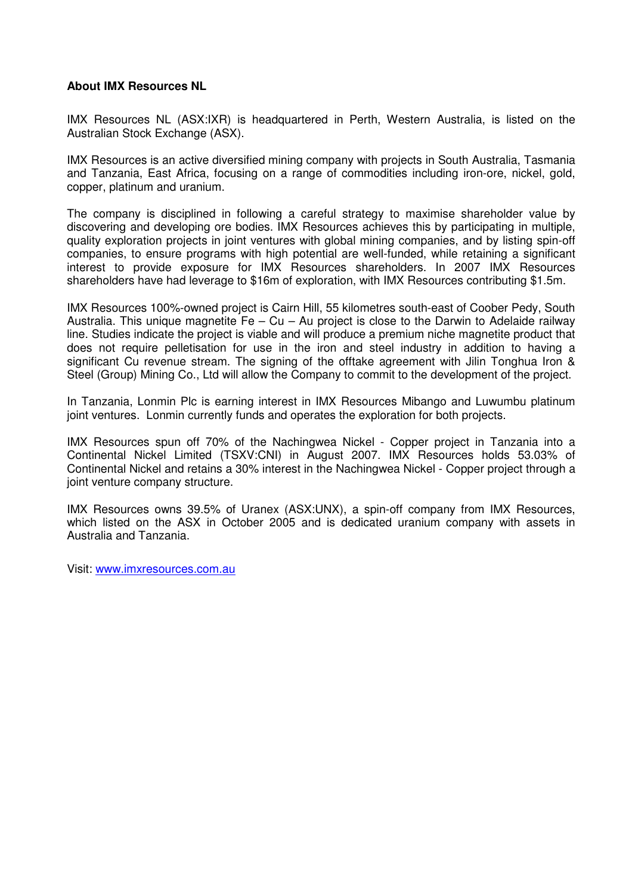**About IMX Resources NL**

IMX Resources NL (ASX:IXR) is headquartered in Perth, Western Australia, is listed on the Australian Stock Exchange (ASX).

IMX Resources is an active diversified mining company with projects in South Australia, Tasmania and Tanzania, East Africa, focusing on a range of commodities including iron-ore, nickel, gold, copper, platinum and uranium.

The company is disciplined in following a careful strategy to maximise shareholder value by discovering and developing ore bodies. IMX Resources achieves this by participating in multiple, quality exploration projects in joint ventures with global mining companies, and by listing spin-off companies, to ensure programs with high potential are well-funded, while retaining a significant interest to provide exposure for IMX Resources shareholders. In 2007 IMX Resources shareholders have had leverage to $16m of exploration, with IMX Resources contributing $1.5m.

IMX Resources 100%-owned project is Cairn Hill, 55 kilometres south-east of Coober Pedy, South Australia. This unique magnetite Fe – Cu – Au project is close to the Darwin to Adelaide railway line. Studies indicate the project is viable and will produce a premium niche magnetite product that does not require pelletisation for use in the iron and steel industry in addition to having a significant Cu revenue stream. The signing of the offtake agreement with Jilin Tonghua Iron & Steel (Group) Mining Co., Ltd will allow the Company to commit to the development of the project.

In Tanzania, Lonmin Plc is earning interest in IMX Resources Mibango and Luwumbu platinum joint ventures. Lonmin currently funds and operates the exploration for both projects.

IMX Resources spun off 70% of the Nachingwea Nickel - Copper project in Tanzania into a Continental Nickel Limited (TSXV:CNI) in August 2007. IMX Resources holds 53.03% of Continental Nickel and retains a 30% interest in the Nachingwea Nickel - Copper project through a joint venture company structure.

IMX Resources owns 39.5% of Uranex (ASX:UNX), a spin-off company from IMX Resources, which listed on the ASX in October 2005 and is dedicated uranium company with assets in Australia and Tanzania.

Visit: www.imxresources.com.au